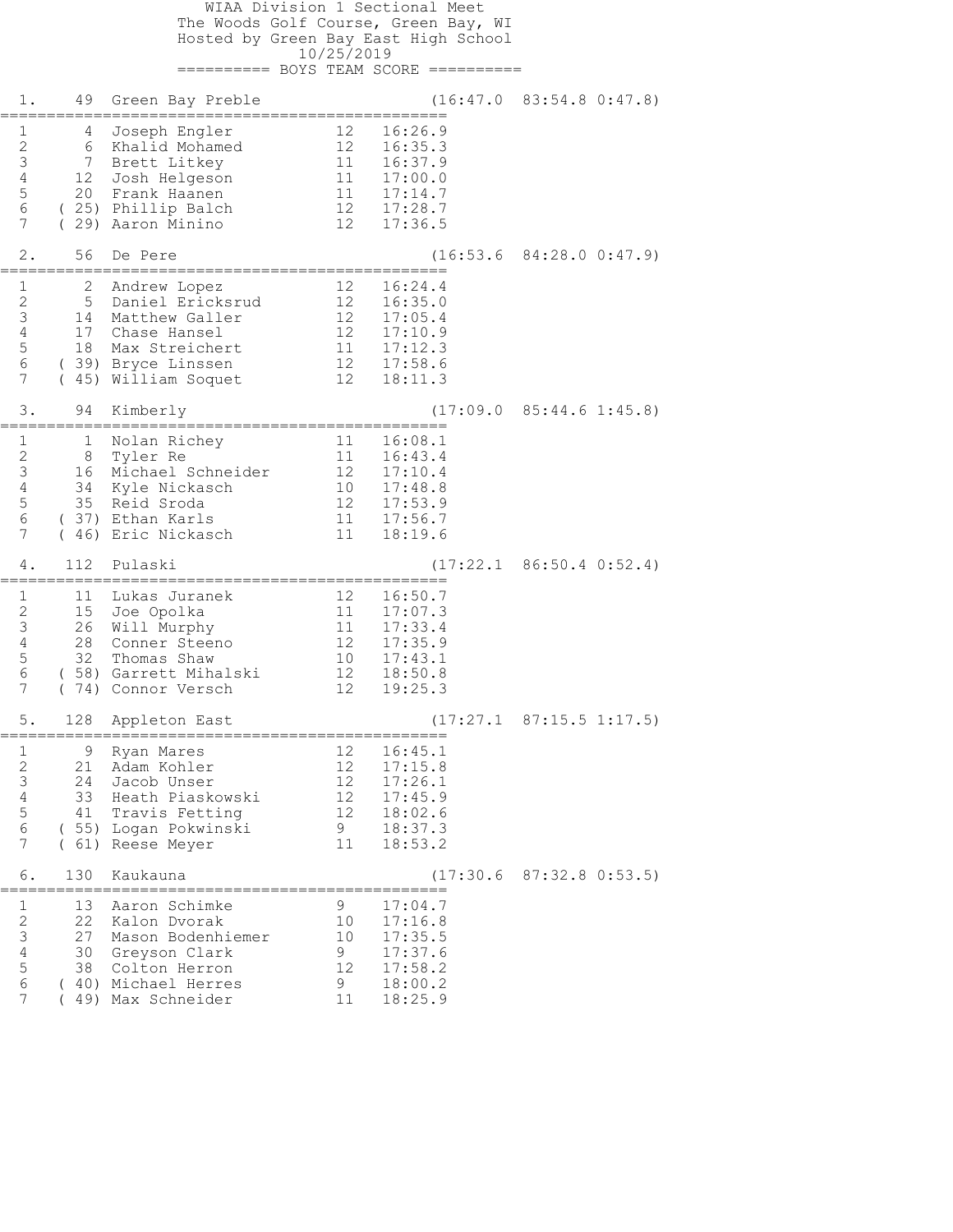# WIAA Division 1 Sectional Meet

The Woods Golf Course, Green Bay, WI

Hosted by Green Bay East High School

10/25/2019

## BOYS TEAM SCORE

### 1. 49 Green Bay Preble (16:47.0 83:54.8 0:47.8)

| | Place | Name | Yr | Time |
|---|---|---|---|---|
| 1 | 4 | Joseph Engler | 12 | 16:26.9 |
| 2 | 6 | Khalid Mohamed | 12 | 16:35.3 |
| 3 | 7 | Brett Litkey | 11 | 16:37.9 |
| 4 | 12 | Josh Helgeson | 11 | 17:00.0 |
| 5 | 20 | Frank Haanen | 11 | 17:14.7 |
| 6 | (25) | Phillip Balch | 12 | 17:28.7 |
| 7 | (29) | Aaron Minino | 12 | 17:36.5 |

### 2. 56 De Pere (16:53.6 84:28.0 0:47.9)

| | Place | Name | Yr | Time |
|---|---|---|---|---|
| 1 | 2 | Andrew Lopez | 12 | 16:24.4 |
| 2 | 5 | Daniel Ericksrud | 12 | 16:35.0 |
| 3 | 14 | Matthew Galler | 12 | 17:05.4 |
| 4 | 17 | Chase Hansel | 12 | 17:10.9 |
| 5 | 18 | Max Streichert | 11 | 17:12.3 |
| 6 | (39) | Bryce Linssen | 12 | 17:58.6 |
| 7 | (45) | William Soquet | 12 | 18:11.3 |

### 3. 94 Kimberly (17:09.0 85:44.6 1:45.8)

| | Place | Name | Yr | Time |
|---|---|---|---|---|
| 1 | 1 | Nolan Richey | 11 | 16:08.1 |
| 2 | 8 | Tyler Re | 11 | 16:43.4 |
| 3 | 16 | Michael Schneider | 12 | 17:10.4 |
| 4 | 34 | Kyle Nickasch | 10 | 17:48.8 |
| 5 | 35 | Reid Sroda | 12 | 17:53.9 |
| 6 | (37) | Ethan Karls | 11 | 17:56.7 |
| 7 | (46) | Eric Nickasch | 11 | 18:19.6 |

### 4. 112 Pulaski (17:22.1 86:50.4 0:52.4)

| | Place | Name | Yr | Time |
|---|---|---|---|---|
| 1 | 11 | Lukas Juranek | 12 | 16:50.7 |
| 2 | 15 | Joe Opolka | 11 | 17:07.3 |
| 3 | 26 | Will Murphy | 11 | 17:33.4 |
| 4 | 28 | Conner Steeno | 12 | 17:35.9 |
| 5 | 32 | Thomas Shaw | 10 | 17:43.1 |
| 6 | (58) | Garrett Mihalski | 12 | 18:50.8 |
| 7 | (74) | Connor Versch | 12 | 19:25.3 |

### 5. 128 Appleton East (17:27.1 87:15.5 1:17.5)

| | Place | Name | Yr | Time |
|---|---|---|---|---|
| 1 | 9 | Ryan Mares | 12 | 16:45.1 |
| 2 | 21 | Adam Kohler | 12 | 17:15.8 |
| 3 | 24 | Jacob Unser | 12 | 17:26.1 |
| 4 | 33 | Heath Piaskowski | 12 | 17:45.9 |
| 5 | 41 | Travis Fetting | 12 | 18:02.6 |
| 6 | (55) | Logan Pokwinski | 9 | 18:37.3 |
| 7 | (61) | Reese Meyer | 11 | 18:53.2 |

### 6. 130 Kaukauna (17:30.6 87:32.8 0:53.5)

| | Place | Name | Yr | Time |
|---|---|---|---|---|
| 1 | 13 | Aaron Schimke | 9 | 17:04.7 |
| 2 | 22 | Kalon Dvorak | 10 | 17:16.8 |
| 3 | 27 | Mason Bodenhiemer | 10 | 17:35.5 |
| 4 | 30 | Greyson Clark | 9 | 17:37.6 |
| 5 | 38 | Colton Herron | 12 | 17:58.2 |
| 6 | (40) | Michael Herres | 9 | 18:00.2 |
| 7 | (49) | Max Schneider | 11 | 18:25.9 |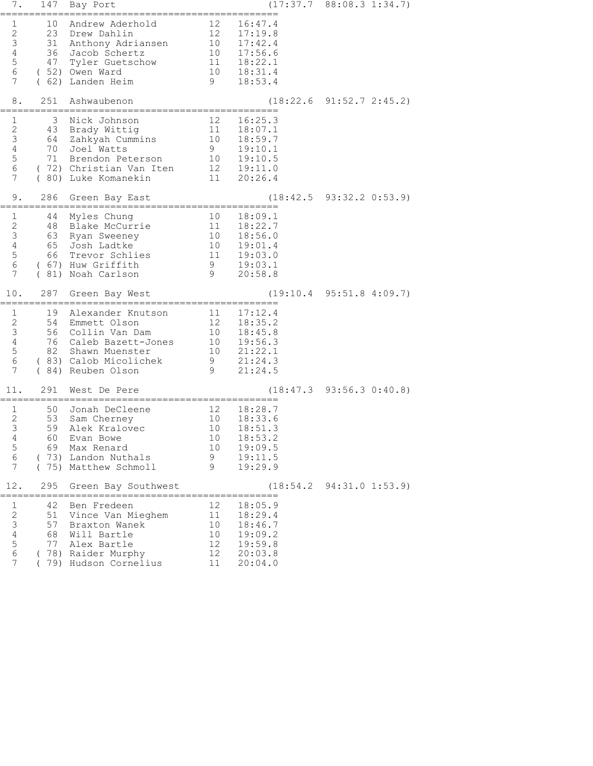```
  7.   147  Bay Port                               (17:37.7  88:08.3 1:34.7)
===================================================
  1      10  Andrew Aderhold         12   16:47.4
  2      23  Drew Dahlin             12   17:19.8
  3      31  Anthony Adriansen       10   17:42.4
  4      36  Jacob Schertz           10   17:56.6
  5      47  Tyler Guetschow         11   18:22.1
  6    ( 52) Owen Ward               10   18:31.4
  7    ( 62) Landen Heim             9    18:53.4

  8.   251  Ashwaubenon                            (18:22.6  91:52.7 2:45.2)
===================================================
  1       3  Nick Johnson            12   16:25.3
  2      43  Brady Wittig            11   18:07.1
  3      64  Zahkyah Cummins         10   18:59.7
  4      70  Joel Watts              9    19:10.1
  5      71  Brendon Peterson        10   19:10.5
  6    ( 72) Christian Van Iten      12   19:11.0
  7    ( 80) Luke Komanekin          11   20:26.4

  9.   286  Green Bay East                         (18:42.5  93:32.2 0:53.9)
===================================================
  1      44  Myles Chung             10   18:09.1
  2      48  Blake McCurrie          11   18:22.7
  3      63  Ryan Sweeney            10   18:56.0
  4      65  Josh Ladtke             10   19:01.4
  5      66  Trevor Schlies          11   19:03.0
  6    ( 67) Huw Griffith            9    19:03.1
  7    ( 81) Noah Carlson            9    20:58.8

 10.   287  Green Bay West                         (19:10.4  95:51.8 4:09.7)
===================================================
  1      19  Alexander Knutson       11   17:12.4
  2      54  Emmett Olson            12   18:35.2
  3      56  Collin Van Dam          10   18:45.8
  4      76  Caleb Bazett-Jones      10   19:56.3
  5      82  Shawn Muenster          10   21:22.1
  6    ( 83) Calob Micolichek        9    21:24.3
  7    ( 84) Reuben Olson            9    21:24.5

 11.   291  West De Pere                           (18:47.3  93:56.3 0:40.8)
===================================================
  1      50  Jonah DeCleene          12   18:28.7
  2      53  Sam Cherney             10   18:33.6
  3      59  Alek Kralovec           10   18:51.3
  4      60  Evan Bowe               10   18:53.2
  5      69  Max Renard              10   19:09.5
  6    ( 73) Landon Nuthals          9    19:11.5
  7    ( 75) Matthew Schmoll         9    19:29.9

 12.   295  Green Bay Southwest                    (18:54.2  94:31.0 1:53.9)
===================================================
  1      42  Ben Fredeen             12   18:05.9
  2      51  Vince Van Mieghem       11   18:29.4
  3      57  Braxton Wanek           10   18:46.7
  4      68  Will Bartle             10   19:09.2
  5      77  Alex Bartle             12   19:59.8
  6    ( 78) Raider Murphy           12   20:03.8
  7    ( 79) Hudson Cornelius        11   20:04.0
```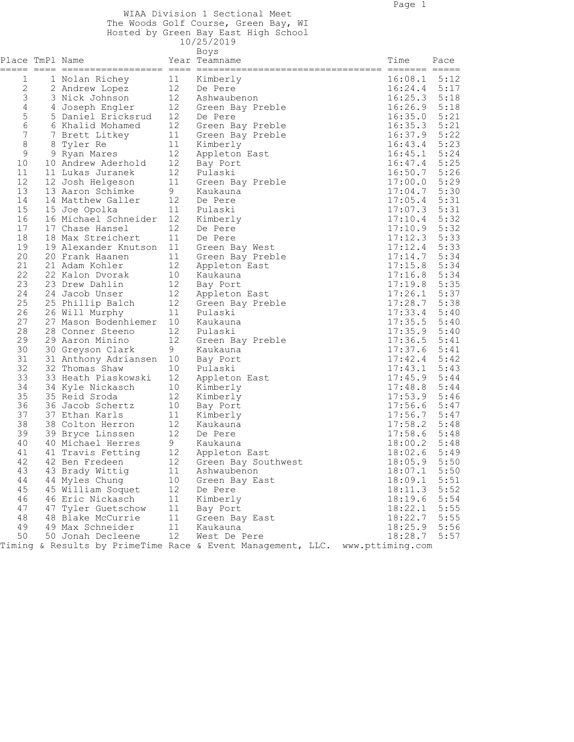WIAA Division 1 Sectional Meet
The Woods Golf Course, Green Bay, WI
Hosted by Green Bay East High School
10/25/2019

Boys

| Place | TmPl | Name | Year | Teamname | Time | Pace |
|---|---|---|---|---|---|---|
| 1 | 1 | Nolan Richey | 11 | Kimberly | 16:08.1 | 5:12 |
| 2 | 2 | Andrew Lopez | 12 | De Pere | 16:24.4 | 5:17 |
| 3 | 3 | Nick Johnson | 12 | Ashwaubenon | 16:25.3 | 5:18 |
| 4 | 4 | Joseph Engler | 12 | Green Bay Preble | 16:26.9 | 5:18 |
| 5 | 5 | Daniel Ericksrud | 12 | De Pere | 16:35.0 | 5:21 |
| 6 | 6 | Khalid Mohamed | 12 | Green Bay Preble | 16:35.3 | 5:21 |
| 7 | 7 | Brett Litkey | 11 | Green Bay Preble | 16:37.9 | 5:22 |
| 8 | 8 | Tyler Re | 11 | Kimberly | 16:43.4 | 5:23 |
| 9 | 9 | Ryan Mares | 12 | Appleton East | 16:45.1 | 5:24 |
| 10 | 10 | Andrew Aderhold | 12 | Bay Port | 16:47.4 | 5:25 |
| 11 | 11 | Lukas Juranek | 12 | Pulaski | 16:50.7 | 5:26 |
| 12 | 12 | Josh Helgeson | 11 | Green Bay Preble | 17:00.0 | 5:29 |
| 13 | 13 | Aaron Schimke | 9 | Kaukauna | 17:04.7 | 5:30 |
| 14 | 14 | Matthew Galler | 12 | De Pere | 17:05.4 | 5:31 |
| 15 | 15 | Joe Opolka | 11 | Pulaski | 17:07.3 | 5:31 |
| 16 | 16 | Michael Schneider | 12 | Kimberly | 17:10.4 | 5:32 |
| 17 | 17 | Chase Hansel | 12 | De Pere | 17:10.9 | 5:32 |
| 18 | 18 | Max Streichert | 11 | De Pere | 17:12.3 | 5:33 |
| 19 | 19 | Alexander Knutson | 11 | Green Bay West | 17:12.4 | 5:33 |
| 20 | 20 | Frank Haanen | 11 | Green Bay Preble | 17:14.7 | 5:34 |
| 21 | 21 | Adam Kohler | 12 | Appleton East | 17:15.8 | 5:34 |
| 22 | 22 | Kalon Dvorak | 10 | Kaukauna | 17:16.8 | 5:34 |
| 23 | 23 | Drew Dahlin | 12 | Bay Port | 17:19.8 | 5:35 |
| 24 | 24 | Jacob Unser | 12 | Appleton East | 17:26.1 | 5:37 |
| 25 | 25 | Phillip Balch | 12 | Green Bay Preble | 17:28.7 | 5:38 |
| 26 | 26 | Will Murphy | 11 | Pulaski | 17:33.4 | 5:40 |
| 27 | 27 | Mason Bodenhiemer | 10 | Kaukauna | 17:35.5 | 5:40 |
| 28 | 28 | Conner Steeno | 12 | Pulaski | 17:35.9 | 5:40 |
| 29 | 29 | Aaron Minino | 12 | Green Bay Preble | 17:36.5 | 5:41 |
| 30 | 30 | Greyson Clark | 9 | Kaukauna | 17:37.6 | 5:41 |
| 31 | 31 | Anthony Adriansen | 10 | Bay Port | 17:42.4 | 5:42 |
| 32 | 32 | Thomas Shaw | 10 | Pulaski | 17:43.1 | 5:43 |
| 33 | 33 | Heath Piaskowski | 12 | Appleton East | 17:45.9 | 5:44 |
| 34 | 34 | Kyle Nickasch | 10 | Kimberly | 17:48.8 | 5:44 |
| 35 | 35 | Reid Sroda | 12 | Kimberly | 17:53.9 | 5:46 |
| 36 | 36 | Jacob Schertz | 10 | Bay Port | 17:56.6 | 5:47 |
| 37 | 37 | Ethan Karls | 11 | Kimberly | 17:56.7 | 5:47 |
| 38 | 38 | Colton Herron | 12 | Kaukauna | 17:58.2 | 5:48 |
| 39 | 39 | Bryce Linssen | 12 | De Pere | 17:58.6 | 5:48 |
| 40 | 40 | Michael Herres | 9 | Kaukauna | 18:00.2 | 5:48 |
| 41 | 41 | Travis Fetting | 12 | Appleton East | 18:02.6 | 5:49 |
| 42 | 42 | Ben Fredeen | 12 | Green Bay Southwest | 18:05.9 | 5:50 |
| 43 | 43 | Brady Wittig | 11 | Ashwaubenon | 18:07.1 | 5:50 |
| 44 | 44 | Myles Chung | 10 | Green Bay East | 18:09.1 | 5:51 |
| 45 | 45 | William Soquet | 12 | De Pere | 18:11.3 | 5:52 |
| 46 | 46 | Eric Nickasch | 11 | Kimberly | 18:19.6 | 5:54 |
| 47 | 47 | Tyler Guetschow | 11 | Bay Port | 18:22.1 | 5:55 |
| 48 | 48 | Blake McCurrie | 11 | Green Bay East | 18:22.7 | 5:55 |
| 49 | 49 | Max Schneider | 11 | Kaukauna | 18:25.9 | 5:56 |
| 50 | 50 | Jonah Decleene | 12 | West De Pere | 18:28.7 | 5:57 |

Timing & Results by PrimeTime Race & Event Management, LLC. www.pttiming.com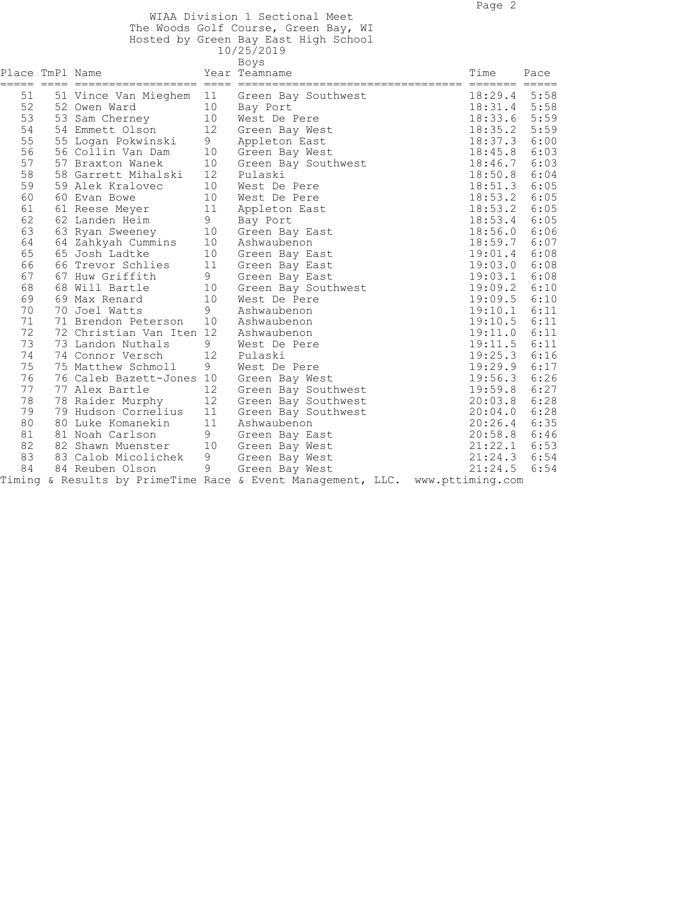WIAA Division 1 Sectional Meet
The Woods Golf Course, Green Bay, WI
Hosted by Green Bay East High School
10/25/2019

Boys

| Place | TmPl | Name | Year | Teamname | Time | Pace |
|---|---|---|---|---|---|---|
| 51 | 51 | Vince Van Mieghem | 11 | Green Bay Southwest | 18:29.4 | 5:58 |
| 52 | 52 | Owen Ward | 10 | Bay Port | 18:31.4 | 5:58 |
| 53 | 53 | Sam Cherney | 10 | West De Pere | 18:33.6 | 5:59 |
| 54 | 54 | Emmett Olson | 12 | Green Bay West | 18:35.2 | 5:59 |
| 55 | 55 | Logan Pokwinski | 9 | Appleton East | 18:37.3 | 6:00 |
| 56 | 56 | Collin Van Dam | 10 | Green Bay West | 18:45.8 | 6:03 |
| 57 | 57 | Braxton Wanek | 10 | Green Bay Southwest | 18:46.7 | 6:03 |
| 58 | 58 | Garrett Mihalski | 12 | Pulaski | 18:50.8 | 6:04 |
| 59 | 59 | Alek Kralovec | 10 | West De Pere | 18:51.3 | 6:05 |
| 60 | 60 | Evan Bowe | 10 | West De Pere | 18:53.2 | 6:05 |
| 61 | 61 | Reese Meyer | 11 | Appleton East | 18:53.2 | 6:05 |
| 62 | 62 | Landen Heim | 9 | Bay Port | 18:53.4 | 6:05 |
| 63 | 63 | Ryan Sweeney | 10 | Green Bay East | 18:56.0 | 6:06 |
| 64 | 64 | Zahkyah Cummins | 10 | Ashwaubenon | 18:59.7 | 6:07 |
| 65 | 65 | Josh Ladtke | 10 | Green Bay East | 19:01.4 | 6:08 |
| 66 | 66 | Trevor Schlies | 11 | Green Bay East | 19:03.0 | 6:08 |
| 67 | 67 | Huw Griffith | 9 | Green Bay East | 19:03.1 | 6:08 |
| 68 | 68 | Will Bartle | 10 | Green Bay Southwest | 19:09.2 | 6:10 |
| 69 | 69 | Max Renard | 10 | West De Pere | 19:09.5 | 6:10 |
| 70 | 70 | Joel Watts | 9 | Ashwaubenon | 19:10.1 | 6:11 |
| 71 | 71 | Brendon Peterson | 10 | Ashwaubenon | 19:10.5 | 6:11 |
| 72 | 72 | Christian Van Iten | 12 | Ashwaubenon | 19:11.0 | 6:11 |
| 73 | 73 | Landon Nuthals | 9 | West De Pere | 19:11.5 | 6:11 |
| 74 | 74 | Connor Versch | 12 | Pulaski | 19:25.3 | 6:16 |
| 75 | 75 | Matthew Schmoll | 9 | West De Pere | 19:29.9 | 6:17 |
| 76 | 76 | Caleb Bazett-Jones | 10 | Green Bay West | 19:56.3 | 6:26 |
| 77 | 77 | Alex Bartle | 12 | Green Bay Southwest | 19:59.8 | 6:27 |
| 78 | 78 | Raider Murphy | 12 | Green Bay Southwest | 20:03.8 | 6:28 |
| 79 | 79 | Hudson Cornelius | 11 | Green Bay Southwest | 20:04.0 | 6:28 |
| 80 | 80 | Luke Komanekin | 11 | Ashwaubenon | 20:26.4 | 6:35 |
| 81 | 81 | Noah Carlson | 9 | Green Bay East | 20:58.8 | 6:46 |
| 82 | 82 | Shawn Muenster | 10 | Green Bay West | 21:22.1 | 6:53 |
| 83 | 83 | Calob Micolichek | 9 | Green Bay West | 21:24.3 | 6:54 |
| 84 | 84 | Reuben Olson | 9 | Green Bay West | 21:24.5 | 6:54 |

Timing & Results by PrimeTime Race & Event Management, LLC. www.pttiming.com